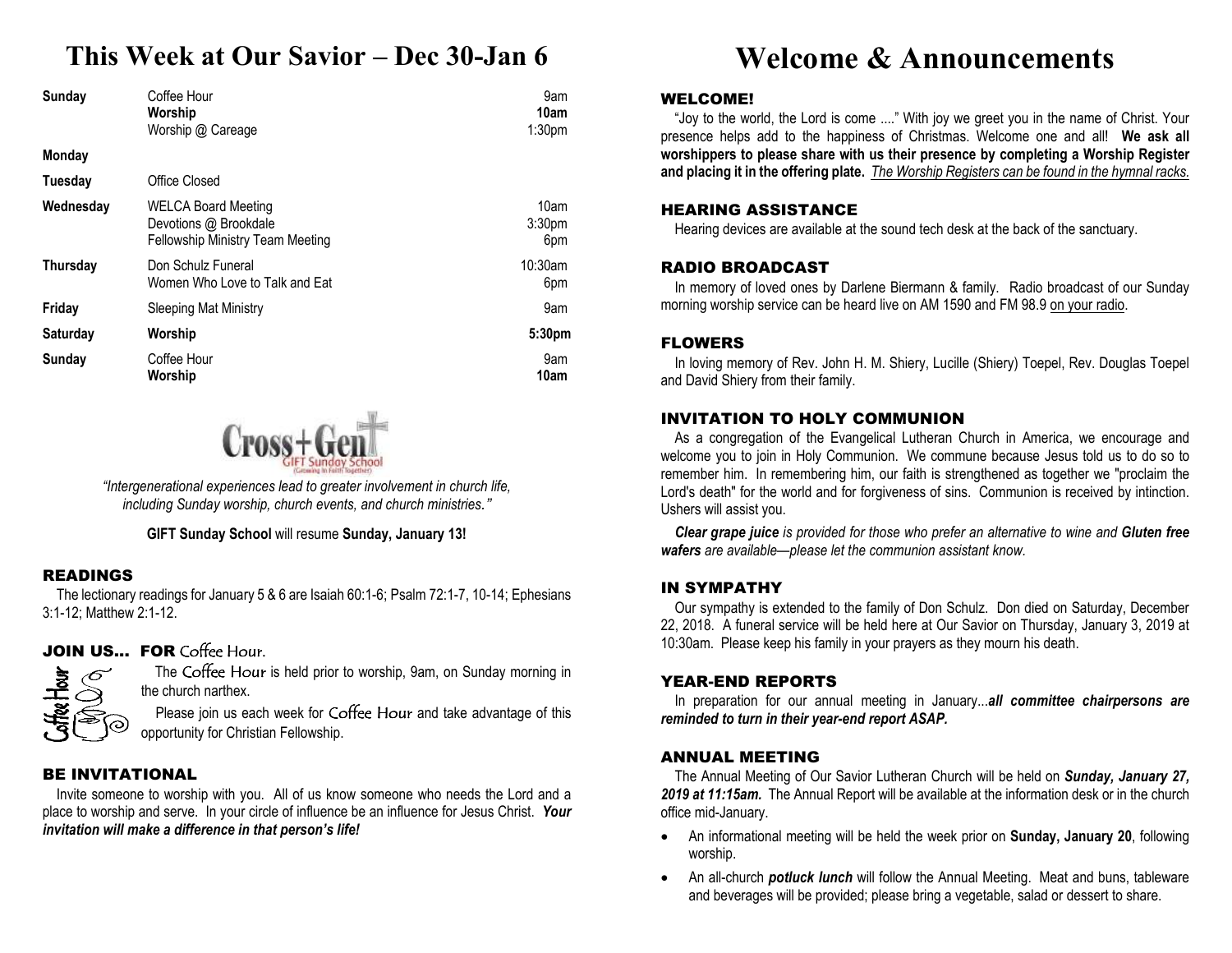# This Week at Our Savior – Dec 30-Jan 6

| Day | Event | Time |
|---|---|---|
| **Sunday** | Coffee Hour | 9am |
| | **Worship** | **10am** |
| | Worship @ Careage | 1:30pm |
| **Monday** | | |
| **Tuesday** | Office Closed | |
| **Wednesday** | WELCA Board Meeting | 10am |
| | Devotions @ Brookdale | 3:30pm |
| | Fellowship Ministry Team Meeting | 6pm |
| **Thursday** | Don Schulz Funeral | 10:30am |
| | Women Who Love to Talk and Eat | 6pm |
| **Friday** | Sleeping Mat Ministry | 9am |
| **Saturday** | **Worship** | **5:30pm** |
| **Sunday** | Coffee Hour | 9am |
| | **Worship** | **10am** |

Cross+Gen
GIFT Sunday School
(Growing in Faith Together)

*"Intergenerational experiences lead to greater involvement in church life, including Sunday worship, church events, and church ministries."*

**GIFT Sunday School** will resume **Sunday, January 13!**

## READINGS

The lectionary readings for January 5 & 6 are Isaiah 60:1-6; Psalm 72:1-7, 10-14; Ephesians 3:1-12; Matthew 2:1-12.

## JOIN US… FOR Coffee Hour.

The Coffee Hour is held prior to worship, 9am, on Sunday morning in the church narthex.

Please join us each week for Coffee Hour and take advantage of this opportunity for Christian Fellowship.

## BE INVITATIONAL

Invite someone to worship with you. All of us know someone who needs the Lord and a place to worship and serve. In your circle of influence be an influence for Jesus Christ. ***Your invitation will make a difference in that person's life!***

# Welcome & Announcements

## WELCOME!

"Joy to the world, the Lord is come ...." With joy we greet you in the name of Christ. Your presence helps add to the happiness of Christmas. Welcome one and all! **We ask all worshippers to please share with us their presence by completing a Worship Register and placing it in the offering plate.** *The Worship Registers can be found in the hymnal racks.*

## HEARING ASSISTANCE

Hearing devices are available at the sound tech desk at the back of the sanctuary.

## RADIO BROADCAST

In memory of loved ones by Darlene Biermann & family. Radio broadcast of our Sunday morning worship service can be heard live on AM 1590 and FM 98.9 on your radio.

## FLOWERS

In loving memory of Rev. John H. M. Shiery, Lucille (Shiery) Toepel, Rev. Douglas Toepel and David Shiery from their family.

## INVITATION TO HOLY COMMUNION

As a congregation of the Evangelical Lutheran Church in America, we encourage and welcome you to join in Holy Communion. We commune because Jesus told us to do so to remember him. In remembering him, our faith is strengthened as together we "proclaim the Lord's death" for the world and for forgiveness of sins. Communion is received by intinction. Ushers will assist you.

***Clear grape juice*** *is provided for those who prefer an alternative to wine and* ***Gluten free wafers*** *are available—please let the communion assistant know.*

## IN SYMPATHY

Our sympathy is extended to the family of Don Schulz. Don died on Saturday, December 22, 2018. A funeral service will be held here at Our Savior on Thursday, January 3, 2019 at 10:30am. Please keep his family in your prayers as they mourn his death.

## YEAR-END REPORTS

In preparation for our annual meeting in January...***all committee chairpersons are reminded to turn in their year-end report ASAP.***

## ANNUAL MEETING

The Annual Meeting of Our Savior Lutheran Church will be held on ***Sunday, January 27, 2019 at 11:15am.*** The Annual Report will be available at the information desk or in the church office mid-January.

- An informational meeting will be held the week prior on **Sunday, January 20**, following worship.
- An all-church ***potluck lunch*** will follow the Annual Meeting. Meat and buns, tableware and beverages will be provided; please bring a vegetable, salad or dessert to share.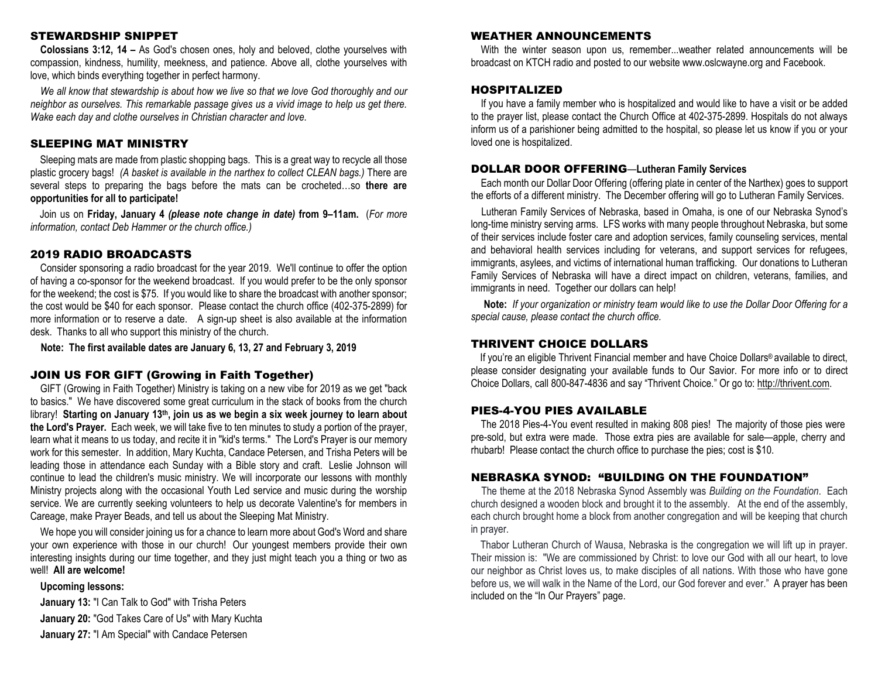## STEWARDSHIP SNIPPET

**Colossians 3:12, 14 –** As God's chosen ones, holy and beloved, clothe yourselves with compassion, kindness, humility, meekness, and patience. Above all, clothe yourselves with love, which binds everything together in perfect harmony.

*We all know that stewardship is about how we live so that we love God thoroughly and our neighbor as ourselves. This remarkable passage gives us a vivid image to help us get there. Wake each day and clothe ourselves in Christian character and love.*

## SLEEPING MAT MINISTRY

Sleeping mats are made from plastic shopping bags. This is a great way to recycle all those plastic grocery bags! *(A basket is available in the narthex to collect CLEAN bags.)* There are several steps to preparing the bags before the mats can be crocheted…so **there are opportunities for all to participate!**

Join us on **Friday, January 4** ***(please note change in date)*** **from 9–11am.** (*For more information, contact Deb Hammer or the church office.)*

## 2019 RADIO BROADCASTS

Consider sponsoring a radio broadcast for the year 2019. We'll continue to offer the option of having a co-sponsor for the weekend broadcast. If you would prefer to be the only sponsor for the weekend; the cost is $75. If you would like to share the broadcast with another sponsor; the cost would be $40 for each sponsor. Please contact the church office (402-375-2899) for more information or to reserve a date. A sign-up sheet is also available at the information desk. Thanks to all who support this ministry of the church.

**Note: The first available dates are January 6, 13, 27 and February 3, 2019**

## JOIN US FOR GIFT (Growing in Faith Together)

GIFT (Growing in Faith Together) Ministry is taking on a new vibe for 2019 as we get "back to basics." We have discovered some great curriculum in the stack of books from the church library! **Starting on January 13th, join us as we begin a six week journey to learn about the Lord's Prayer.** Each week, we will take five to ten minutes to study a portion of the prayer, learn what it means to us today, and recite it in "kid's terms." The Lord's Prayer is our memory work for this semester. In addition, Mary Kuchta, Candace Petersen, and Trisha Peters will be leading those in attendance each Sunday with a Bible story and craft. Leslie Johnson will continue to lead the children's music ministry. We will incorporate our lessons with monthly Ministry projects along with the occasional Youth Led service and music during the worship service. We are currently seeking volunteers to help us decorate Valentine's for members in Careage, make Prayer Beads, and tell us about the Sleeping Mat Ministry.

We hope you will consider joining us for a chance to learn more about God's Word and share your own experience with those in our church! Our youngest members provide their own interesting insights during our time together, and they just might teach you a thing or two as well! **All are welcome!**

**Upcoming lessons:**

**January 13:** "I Can Talk to God" with Trisha Peters

**January 20:** "God Takes Care of Us" with Mary Kuchta

**January 27:** "I Am Special" with Candace Petersen

## WEATHER ANNOUNCEMENTS

With the winter season upon us, remember...weather related announcements will be broadcast on KTCH radio and posted to our website www.oslcwayne.org and Facebook.

## HOSPITALIZED

If you have a family member who is hospitalized and would like to have a visit or be added to the prayer list, please contact the Church Office at 402-375-2899. Hospitals do not always inform us of a parishioner being admitted to the hospital, so please let us know if you or your loved one is hospitalized.

## DOLLAR DOOR OFFERING—Lutheran Family Services

Each month our Dollar Door Offering (offering plate in center of the Narthex) goes to support the efforts of a different ministry. The December offering will go to Lutheran Family Services.

Lutheran Family Services of Nebraska, based in Omaha, is one of our Nebraska Synod's long-time ministry serving arms. LFS works with many people throughout Nebraska, but some of their services include foster care and adoption services, family counseling services, mental and behavioral health services including for veterans, and support services for refugees, immigrants, asylees, and victims of international human trafficking. Our donations to Lutheran Family Services of Nebraska will have a direct impact on children, veterans, families, and immigrants in need. Together our dollars can help!

**Note:** *If your organization or ministry team would like to use the Dollar Door Offering for a special cause, please contact the church office.*

## THRIVENT CHOICE DOLLARS

If you're an eligible Thrivent Financial member and have Choice Dollars® available to direct, please consider designating your available funds to Our Savior. For more info or to direct Choice Dollars, call 800-847-4836 and say "Thrivent Choice." Or go to: http://thrivent.com.

## PIES-4-YOU PIES AVAILABLE

The 2018 Pies-4-You event resulted in making 808 pies! The majority of those pies were pre-sold, but extra were made. Those extra pies are available for sale—apple, cherry and rhubarb! Please contact the church office to purchase the pies; cost is $10.

## NEBRASKA SYNOD: "BUILDING ON THE FOUNDATION"

The theme at the 2018 Nebraska Synod Assembly was *Building on the Foundation*. Each church designed a wooden block and brought it to the assembly. At the end of the assembly, each church brought home a block from another congregation and will be keeping that church in prayer.

Thabor Lutheran Church of Wausa, Nebraska is the congregation we will lift up in prayer. Their mission is: "We are commissioned by Christ: to love our God with all our heart, to love our neighbor as Christ loves us, to make disciples of all nations. With those who have gone before us, we will walk in the Name of the Lord, our God forever and ever." A prayer has been included on the "In Our Prayers" page.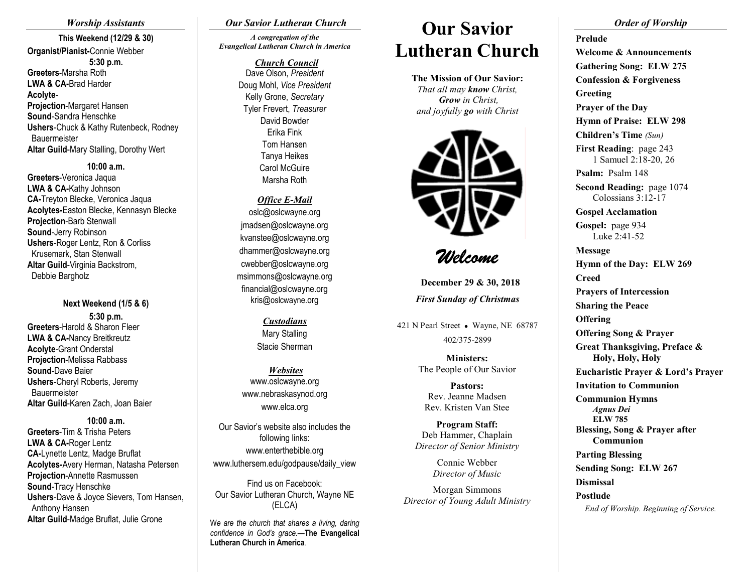## *Worship Assistants*

**This Weekend (12/29 & 30)**

**Organist/Pianist-**Connie Webber

**5:30 p.m.**

**Greeters**-Marsha Roth
**LWA & CA-**Brad Harder
**Acolyte**-
**Projection**-Margaret Hansen
**Sound**-Sandra Henschke
**Ushers**-Chuck & Kathy Rutenbeck, Rodney Bauermeister
**Altar Guild**-Mary Stalling, Dorothy Wert

**10:00 a.m.**

**Greeters**-Veronica Jaqua
**LWA & CA-**Kathy Johnson
**CA-**Treyton Blecke, Veronica Jaqua
**Acolytes-**Easton Blecke, Kennasyn Blecke
**Projection**-Barb Stenwall
**Sound**-Jerry Robinson
**Ushers**-Roger Lentz, Ron & Corliss Krusemark, Stan Stenwall
**Altar Guild**-Virginia Backstrom, Debbie Bargholz

**Next Weekend (1/5 & 6)**

**5:30 p.m.**

**Greeters**-Harold & Sharon Fleer
**LWA & CA-**Nancy Breitkreutz
**Acolyte**-Grant Onderstal
**Projection**-Melissa Rabbass
**Sound**-Dave Baier
**Ushers**-Cheryl Roberts, Jeremy Bauermeister
**Altar Guild**-Karen Zach, Joan Baier

**10:00 a.m.**

**Greeters**-Tim & Trisha Peters
**LWA & CA-**Roger Lentz
**CA-**Lynette Lentz, Madge Bruflat
**Acolytes-**Avery Herman, Natasha Petersen
**Projection**-Annette Rasmussen
**Sound**-Tracy Henschke
**Ushers**-Dave & Joyce Sievers, Tom Hansen, Anthony Hansen
**Altar Guild**-Madge Bruflat, Julie Grone

## *Our Savior Lutheran Church*

*A congregation of the Evangelical Lutheran Church in America*

***Church Council***

Dave Olson, *President*
Doug Mohl, *Vice President*
Kelly Grone, *Secretary*
Tyler Frevert, *Treasurer*
David Bowder
Erika Fink
Tom Hansen
Tanya Heikes
Carol McGuire
Marsha Roth

***Office E-Mail***

oslc@oslcwayne.org
jmadsen@oslcwayne.org
kvanstee@oslcwayne.org
dhammer@oslcwayne.org
cwebber@oslcwayne.org
msimmons@oslcwayne.org
financial@oslcwayne.org
kris@oslcwayne.org

***Custodians***

Mary Stalling
Stacie Sherman

***Websites***

www.oslcwayne.org
www.nebraskasynod.org
www.elca.org

Our Savior's website also includes the following links:
www.enterthebible.org
www.luthersem.edu/godpause/daily_view

Find us on Facebook:
Our Savior Lutheran Church, Wayne NE (ELCA)

*We are the church that shares a living, daring confidence in God's grace.*—**The Evangelical Lutheran Church in America**.

# Our Savior Lutheran Church

**The Mission of Our Savior:**
*That all may **know** Christ,*
***Grow** in Christ,*
*and joyfully **go** with Christ*

*Welcome*

**December 29 & 30, 2018**

***First Sunday of Christmas***

421 N Pearl Street • Wayne, NE 68787
402/375-2899

**Ministers:**
The People of Our Savior

**Pastors:**
Rev. Jeanne Madsen
Rev. Kristen Van Stee

**Program Staff:**
Deb Hammer, Chaplain
*Director of Senior Ministry*

Connie Webber
*Director of Music*

Morgan Simmons
*Director of Young Adult Ministry*

## *Order of Worship*

**Prelude**
**Welcome & Announcements**
**Gathering Song: ELW 275**
**Confession & Forgiveness**
**Greeting**
**Prayer of the Day**
**Hymn of Praise: ELW 298**
**Children's Time** *(Sun)*
**First Reading**: page 243
1 Samuel 2:18-20, 26
**Psalm:** Psalm 148
**Second Reading:** page 1074
Colossians 3:12-17
**Gospel Acclamation**
**Gospel:** page 934
Luke 2:41-52
**Message**
**Hymn of the Day: ELW 269**
**Creed**
**Prayers of Intercession**
**Sharing the Peace**
**Offering**
**Offering Song & Prayer**
**Great Thanksgiving, Preface & Holy, Holy, Holy**
**Eucharistic Prayer & Lord's Prayer**
**Invitation to Communion**
**Communion Hymns**
***Agnus Dei***
**ELW 785**
**Blessing, Song & Prayer after Communion**
**Parting Blessing**
**Sending Song: ELW 267**
**Dismissal**
**Postlude**

*End of Worship. Beginning of Service.*